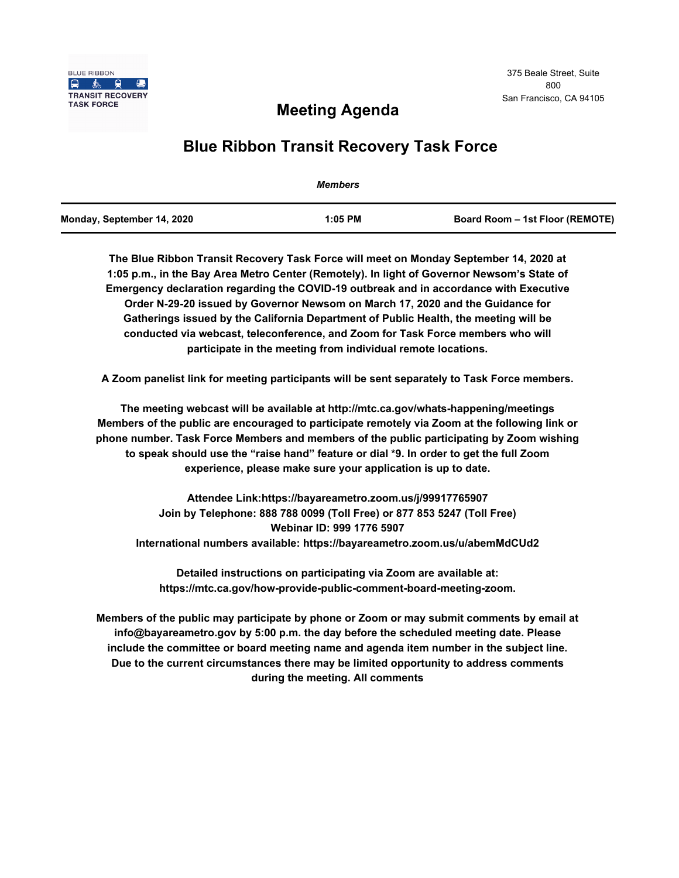BLUE RIBBON
TRANSIT RECOVERY
TASK FORCE

375 Beale Street, Suite 800
San Francisco, CA 94105

# Meeting Agenda

# Blue Ribbon Transit Recovery Task Force

*Members*

| Monday, September 14, 2020 | 1:05 PM | Board Room – 1st Floor (REMOTE) |
|---|---|---|

**The Blue Ribbon Transit Recovery Task Force will meet on Monday September 14, 2020 at 1:05 p.m., in the Bay Area Metro Center (Remotely). In light of Governor Newsom's State of Emergency declaration regarding the COVID-19 outbreak and in accordance with Executive Order N-29-20 issued by Governor Newsom on March 17, 2020 and the Guidance for Gatherings issued by the California Department of Public Health, the meeting will be conducted via webcast, teleconference, and Zoom for Task Force members who will participate in the meeting from individual remote locations.**

**A Zoom panelist link for meeting participants will be sent separately to Task Force members.**

**The meeting webcast will be available at http://mtc.ca.gov/whats-happening/meetings Members of the public are encouraged to participate remotely via Zoom at the following link or phone number. Task Force Members and members of the public participating by Zoom wishing to speak should use the "raise hand" feature or dial *9. In order to get the full Zoom experience, please make sure your application is up to date.**

**Attendee Link:https://bayareametro.zoom.us/j/99917765907**
**Join by Telephone: 888 788 0099 (Toll Free) or 877 853 5247 (Toll Free)**
**Webinar ID: 999 1776 5907**
**International numbers available: https://bayareametro.zoom.us/u/abemMdCUd2**

**Detailed instructions on participating via Zoom are available at: https://mtc.ca.gov/how-provide-public-comment-board-meeting-zoom.**

**Members of the public may participate by phone or Zoom or may submit comments by email at info@bayareametro.gov by 5:00 p.m. the day before the scheduled meeting date. Please include the committee or board meeting name and agenda item number in the subject line. Due to the current circumstances there may be limited opportunity to address comments during the meeting. All comments**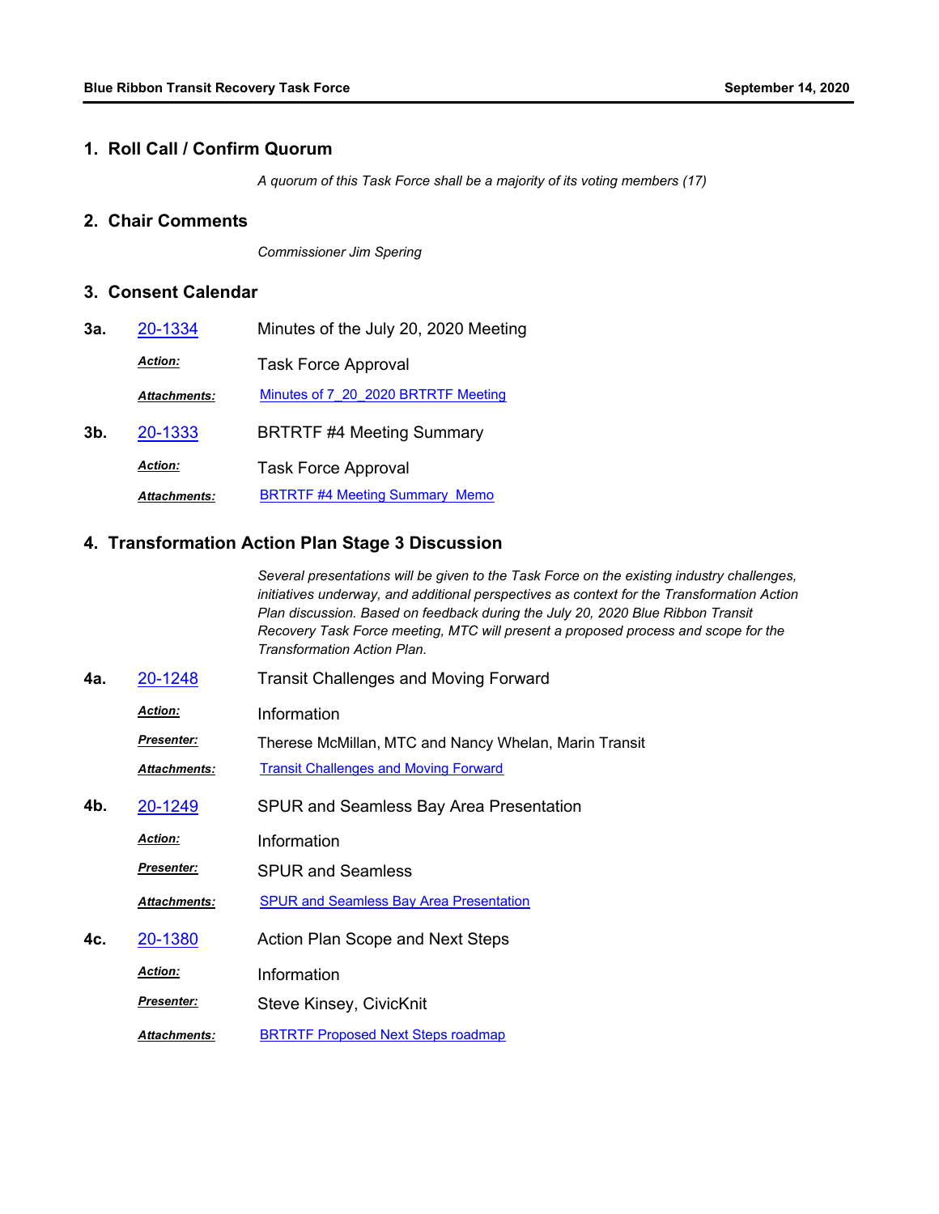## 1. Roll Call / Confirm Quorum

*A quorum of this Task Force shall be a majority of its voting members (17)*

## 2. Chair Comments

*Commissioner Jim Spering*

## 3. Consent Calendar

**3a.** 20-1334 Minutes of the July 20, 2020 Meeting

***Action:*** Task Force Approval

***Attachments:*** Minutes of 7_20_2020 BRTRTF Meeting

**3b.** 20-1333 BRTRTF #4 Meeting Summary

***Action:*** Task Force Approval

***Attachments:*** BRTRTF #4 Meeting Summary Memo

## 4. Transformation Action Plan Stage 3 Discussion

*Several presentations will be given to the Task Force on the existing industry challenges, initiatives underway, and additional perspectives as context for the Transformation Action Plan discussion. Based on feedback during the July 20, 2020 Blue Ribbon Transit Recovery Task Force meeting, MTC will present a proposed process and scope for the Transformation Action Plan.*

**4a.** 20-1248 Transit Challenges and Moving Forward

***Action:*** Information

***Presenter:*** Therese McMillan, MTC and Nancy Whelan, Marin Transit

***Attachments:*** Transit Challenges and Moving Forward

**4b.** 20-1249 SPUR and Seamless Bay Area Presentation

***Action:*** Information

***Presenter:*** SPUR and Seamless

***Attachments:*** SPUR and Seamless Bay Area Presentation

**4c.** 20-1380 Action Plan Scope and Next Steps

***Action:*** Information

***Presenter:*** Steve Kinsey, CivicKnit

***Attachments:*** BRTRTF Proposed Next Steps roadmap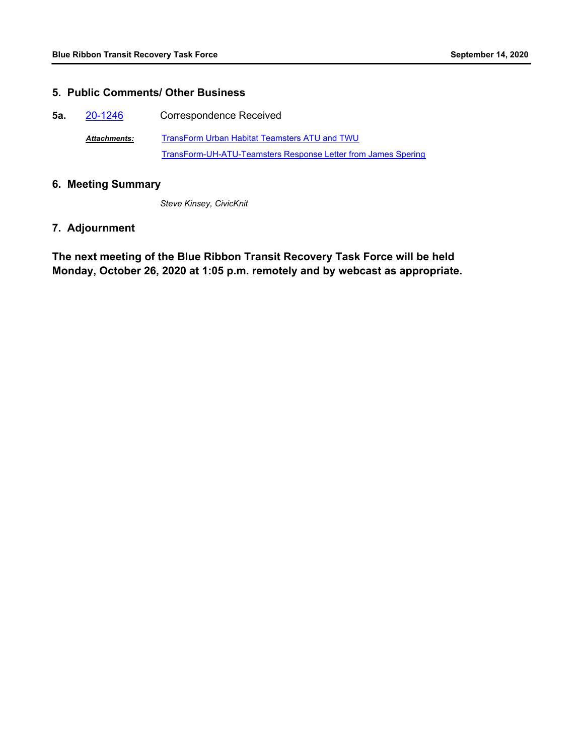## 5. Public Comments/ Other Business

**5a.** 20-1246 Correspondence Received

***Attachments:*** TransForm Urban Habitat Teamsters ATU and TWU
TransForm-UH-ATU-Teamsters Response Letter from James Spering

## 6. Meeting Summary

*Steve Kinsey, CivicKnit*

## 7. Adjournment

**The next meeting of the Blue Ribbon Transit Recovery Task Force will be held Monday, October 26, 2020 at 1:05 p.m. remotely and by webcast as appropriate.**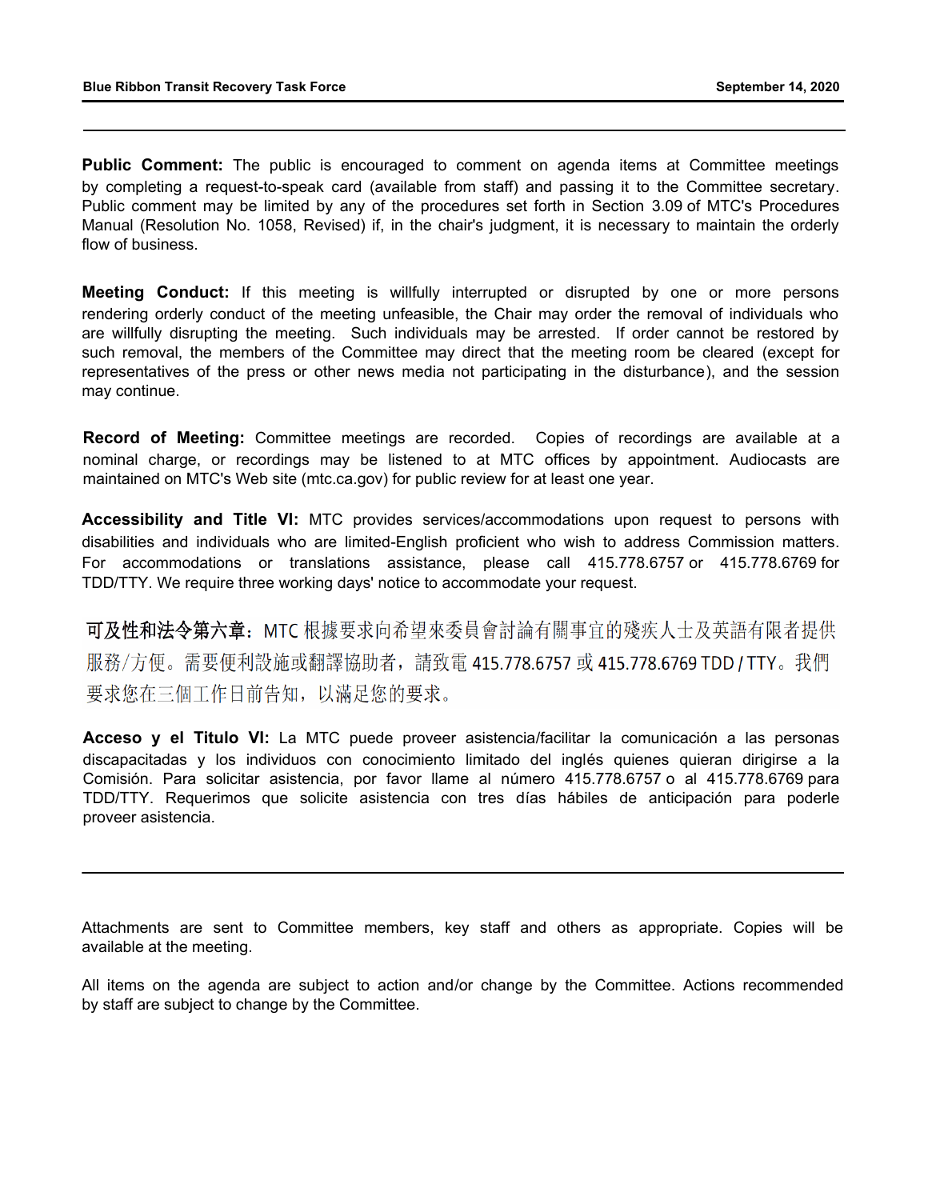**Public Comment:** The public is encouraged to comment on agenda items at Committee meetings by completing a request-to-speak card (available from staff) and passing it to the Committee secretary. Public comment may be limited by any of the procedures set forth in Section 3.09 of MTC's Procedures Manual (Resolution No. 1058, Revised) if, in the chair's judgment, it is necessary to maintain the orderly flow of business.

**Meeting Conduct:** If this meeting is willfully interrupted or disrupted by one or more persons rendering orderly conduct of the meeting unfeasible, the Chair may order the removal of individuals who are willfully disrupting the meeting. Such individuals may be arrested. If order cannot be restored by such removal, the members of the Committee may direct that the meeting room be cleared (except for representatives of the press or other news media not participating in the disturbance), and the session may continue.

**Record of Meeting:** Committee meetings are recorded. Copies of recordings are available at a nominal charge, or recordings may be listened to at MTC offices by appointment. Audiocasts are maintained on MTC's Web site (mtc.ca.gov) for public review for at least one year.

**Accessibility and Title VI:** MTC provides services/accommodations upon request to persons with disabilities and individuals who are limited-English proficient who wish to address Commission matters. For accommodations or translations assistance, please call 415.778.6757 or 415.778.6769 for TDD/TTY. We require three working days' notice to accommodate your request.

**可及性和法令第六章**：MTC 根據要求向希望來委員會討論有關事宜的殘疾人士及英語有限者提供服務/方便。需要便利設施或翻譯協助者，請致電 415.778.6757 或 415.778.6769 TDD / TTY。我們要求您在三個工作日前告知，以滿足您的要求。

**Acceso y el Titulo VI:** La MTC puede proveer asistencia/facilitar la comunicación a las personas discapacitadas y los individuos con conocimiento limitado del inglés quienes quieran dirigirse a la Comisión. Para solicitar asistencia, por favor llame al número 415.778.6757 o al 415.778.6769 para TDD/TTY. Requerimos que solicite asistencia con tres días hábiles de anticipación para poderle proveer asistencia.

---

Attachments are sent to Committee members, key staff and others as appropriate. Copies will be available at the meeting.

All items on the agenda are subject to action and/or change by the Committee. Actions recommended by staff are subject to change by the Committee.